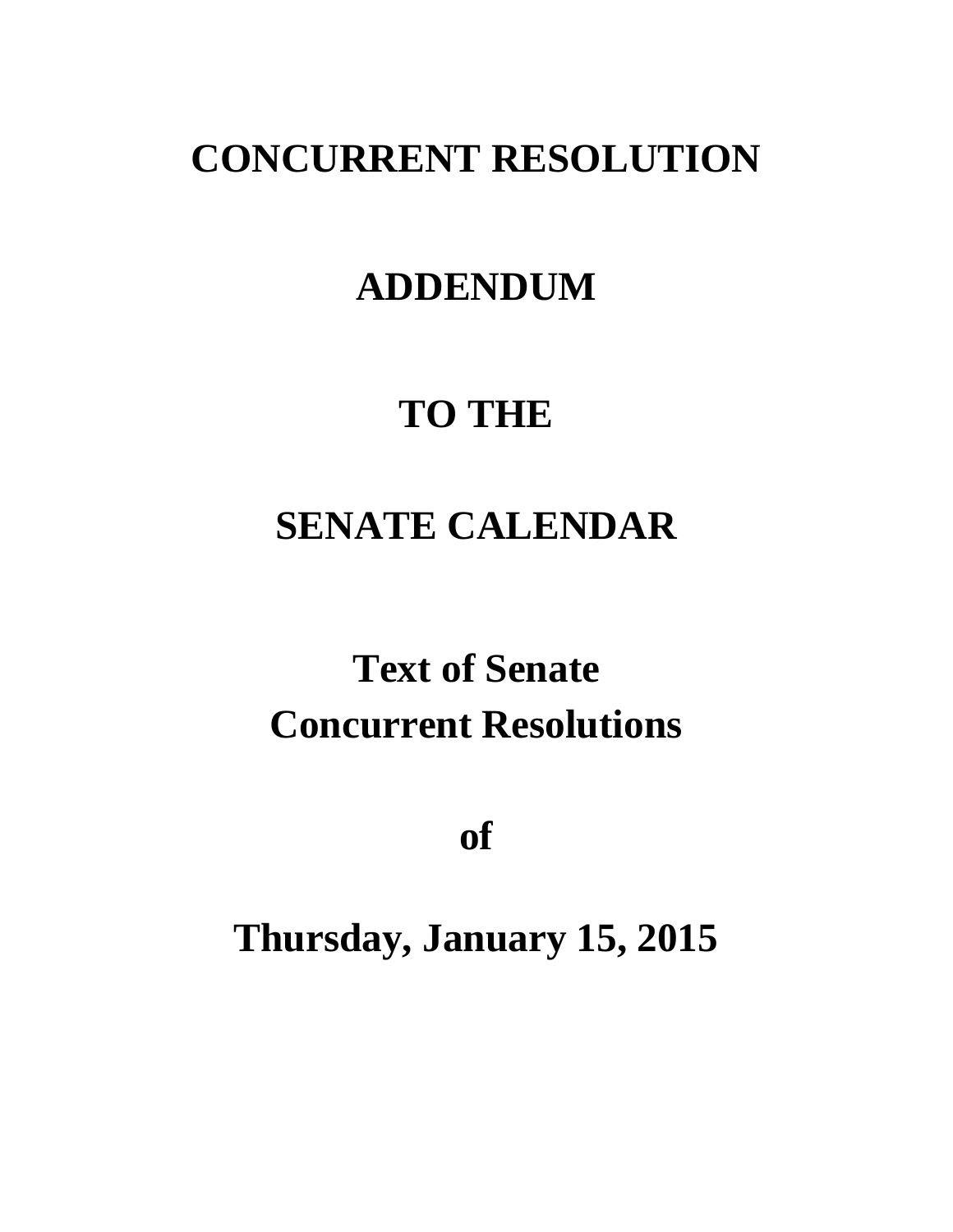# CONCURRENT RESOLUTION

# ADDENDUM

# TO THE

# SENATE CALENDAR

## Text of Senate Concurrent Resolutions

## of

## Thursday, January 15, 2015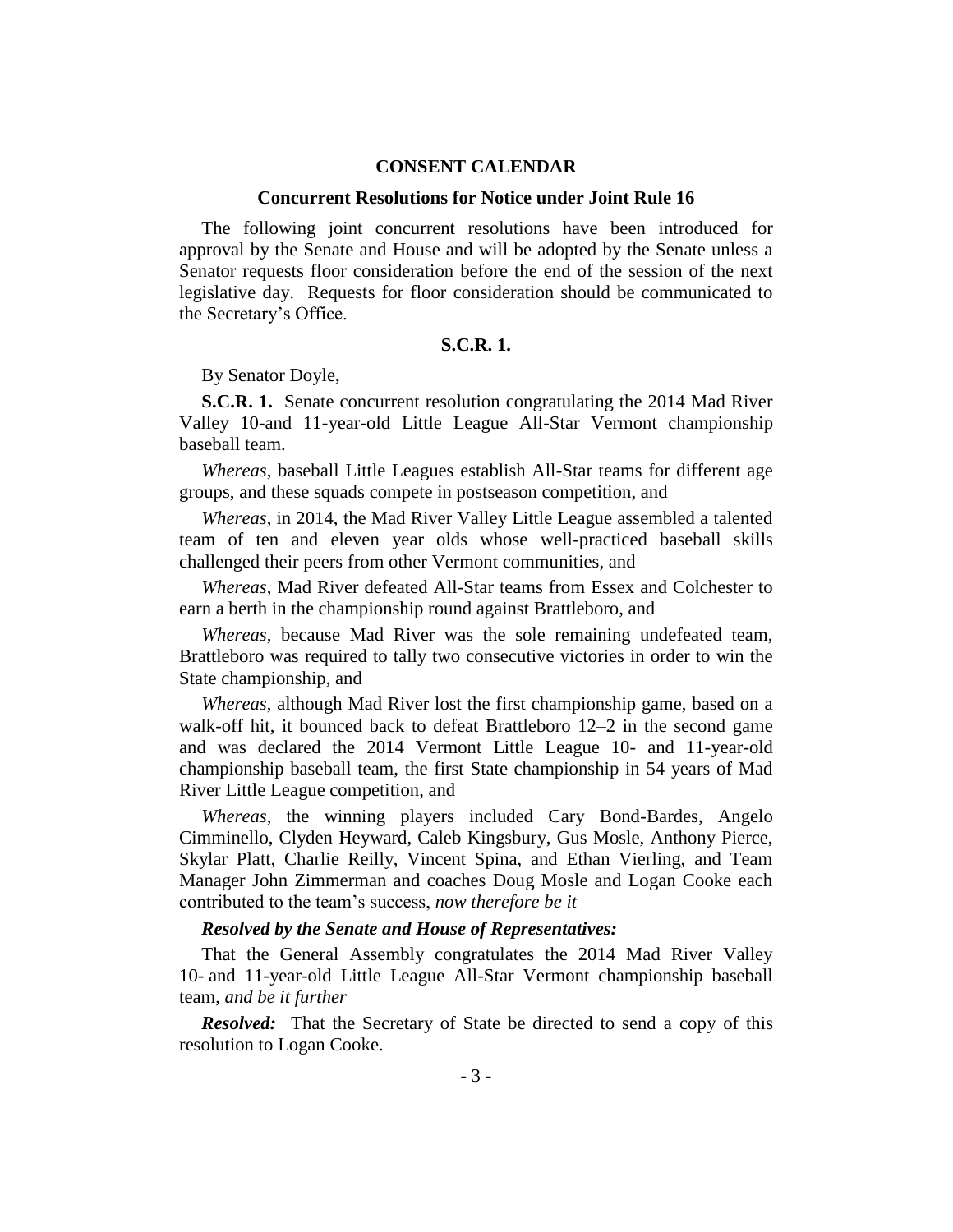## CONSENT CALENDAR

### Concurrent Resolutions for Notice under Joint Rule 16

The following joint concurrent resolutions have been introduced for approval by the Senate and House and will be adopted by the Senate unless a Senator requests floor consideration before the end of the session of the next legislative day. Requests for floor consideration should be communicated to the Secretary's Office.

### S.C.R. 1.

By Senator Doyle,

**S.C.R. 1.** Senate concurrent resolution congratulating the 2014 Mad River Valley 10-and 11-year-old Little League All-Star Vermont championship baseball team.

*Whereas*, baseball Little Leagues establish All-Star teams for different age groups, and these squads compete in postseason competition, and

*Whereas*, in 2014, the Mad River Valley Little League assembled a talented team of ten and eleven year olds whose well-practiced baseball skills challenged their peers from other Vermont communities, and

*Whereas*, Mad River defeated All-Star teams from Essex and Colchester to earn a berth in the championship round against Brattleboro, and

*Whereas*, because Mad River was the sole remaining undefeated team, Brattleboro was required to tally two consecutive victories in order to win the State championship, and

*Whereas*, although Mad River lost the first championship game, based on a walk-off hit, it bounced back to defeat Brattleboro 12–2 in the second game and was declared the 2014 Vermont Little League 10- and 11-year-old championship baseball team, the first State championship in 54 years of Mad River Little League competition, and

*Whereas*, the winning players included Cary Bond-Bardes, Angelo Cimminello, Clyden Heyward, Caleb Kingsbury, Gus Mosle, Anthony Pierce, Skylar Platt, Charlie Reilly, Vincent Spina, and Ethan Vierling, and Team Manager John Zimmerman and coaches Doug Mosle and Logan Cooke each contributed to the team's success, *now therefore be it*

***Resolved by the Senate and House of Representatives:***

That the General Assembly congratulates the 2014 Mad River Valley 10- and 11-year-old Little League All-Star Vermont championship baseball team, *and be it further*

***Resolved:*** That the Secretary of State be directed to send a copy of this resolution to Logan Cooke.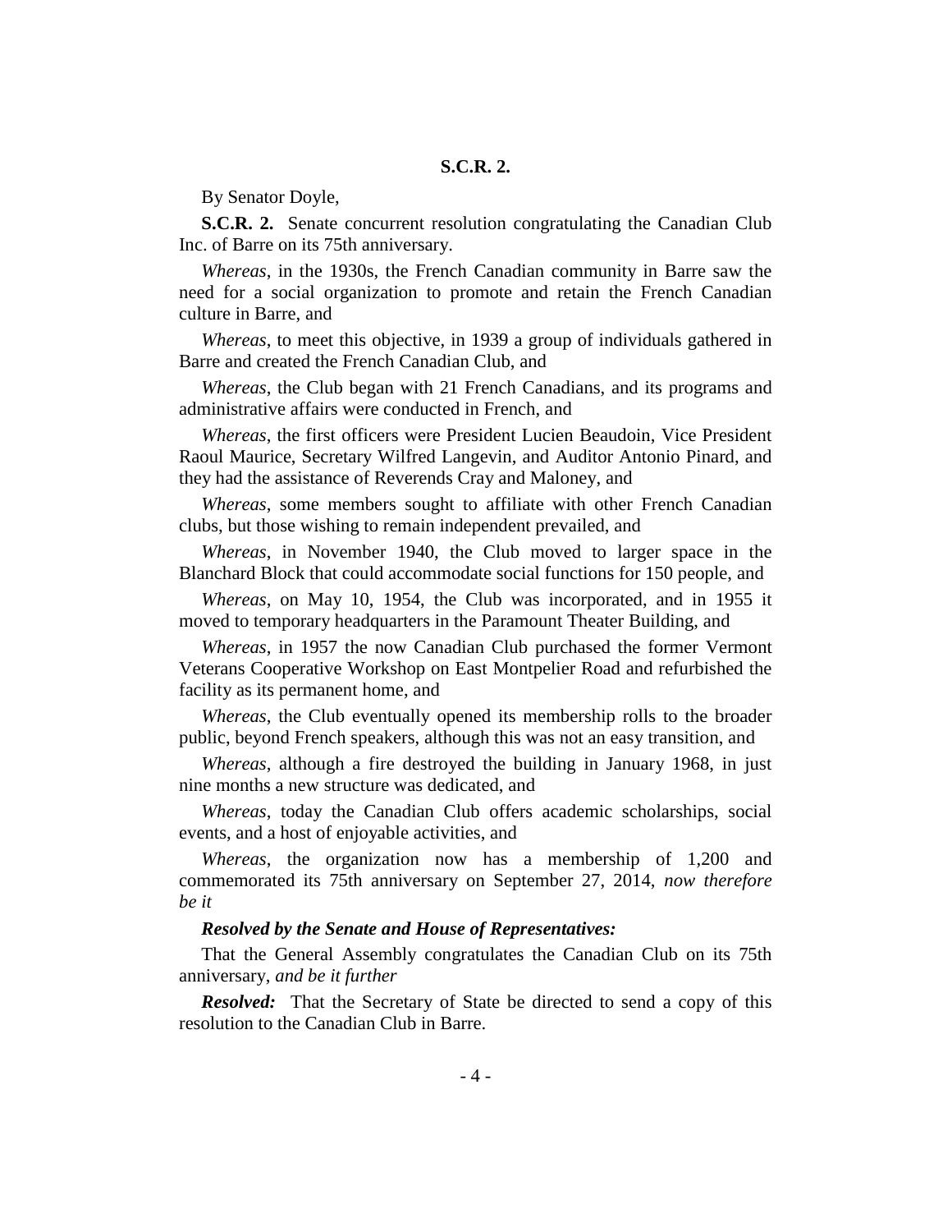**S.C.R. 2.**

By Senator Doyle,

**S.C.R. 2.** Senate concurrent resolution congratulating the Canadian Club Inc. of Barre on its 75th anniversary.

*Whereas*, in the 1930s, the French Canadian community in Barre saw the need for a social organization to promote and retain the French Canadian culture in Barre, and

*Whereas*, to meet this objective, in 1939 a group of individuals gathered in Barre and created the French Canadian Club, and

*Whereas*, the Club began with 21 French Canadians, and its programs and administrative affairs were conducted in French, and

*Whereas*, the first officers were President Lucien Beaudoin, Vice President Raoul Maurice, Secretary Wilfred Langevin, and Auditor Antonio Pinard, and they had the assistance of Reverends Cray and Maloney, and

*Whereas*, some members sought to affiliate with other French Canadian clubs, but those wishing to remain independent prevailed, and

*Whereas*, in November 1940, the Club moved to larger space in the Blanchard Block that could accommodate social functions for 150 people, and

*Whereas*, on May 10, 1954, the Club was incorporated, and in 1955 it moved to temporary headquarters in the Paramount Theater Building, and

*Whereas*, in 1957 the now Canadian Club purchased the former Vermont Veterans Cooperative Workshop on East Montpelier Road and refurbished the facility as its permanent home, and

*Whereas*, the Club eventually opened its membership rolls to the broader public, beyond French speakers, although this was not an easy transition, and

*Whereas*, although a fire destroyed the building in January 1968, in just nine months a new structure was dedicated, and

*Whereas*, today the Canadian Club offers academic scholarships, social events, and a host of enjoyable activities, and

*Whereas*, the organization now has a membership of 1,200 and commemorated its 75th anniversary on September 27, 2014, *now therefore be it*

***Resolved by the Senate and House of Representatives:***

That the General Assembly congratulates the Canadian Club on its 75th anniversary, *and be it further*

***Resolved:*** That the Secretary of State be directed to send a copy of this resolution to the Canadian Club in Barre.